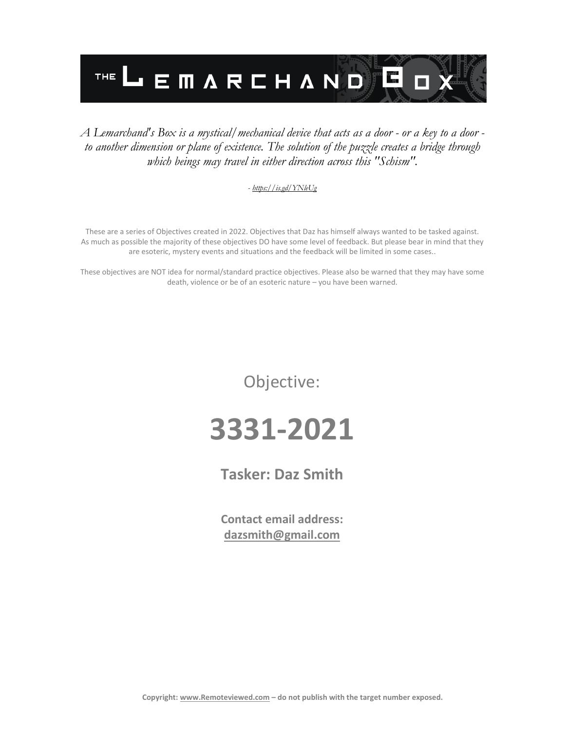# THE LEMARCHAND BOX

*A Lemarchand's Box is a mystical/mechanical device that acts as a door - or a key to a door - to another dimension or plane of existence. The solution of the puzzle creates a bridge through which beings may travel in either direction across this "Schism".*

*- https://is.gd/YNleUg*

These are a series of Objectives created in 2022. Objectives that Daz has himself always wanted to be tasked against. As much as possible the majority of these objectives DO have some level of feedback. But please bear in mind that they are esoteric, mystery events and situations and the feedback will be limited in some cases..

These objectives are NOT idea for normal/standard practice objectives. Please also be warned that they may have some death, violence or be of an esoteric nature – you have been warned.

Objective:

# 3331-2021

## Tasker: Daz Smith

**Contact email address:**
**dazsmith@gmail.com**

**Copyright: www.Remoteviewed.com – do not publish with the target number exposed.**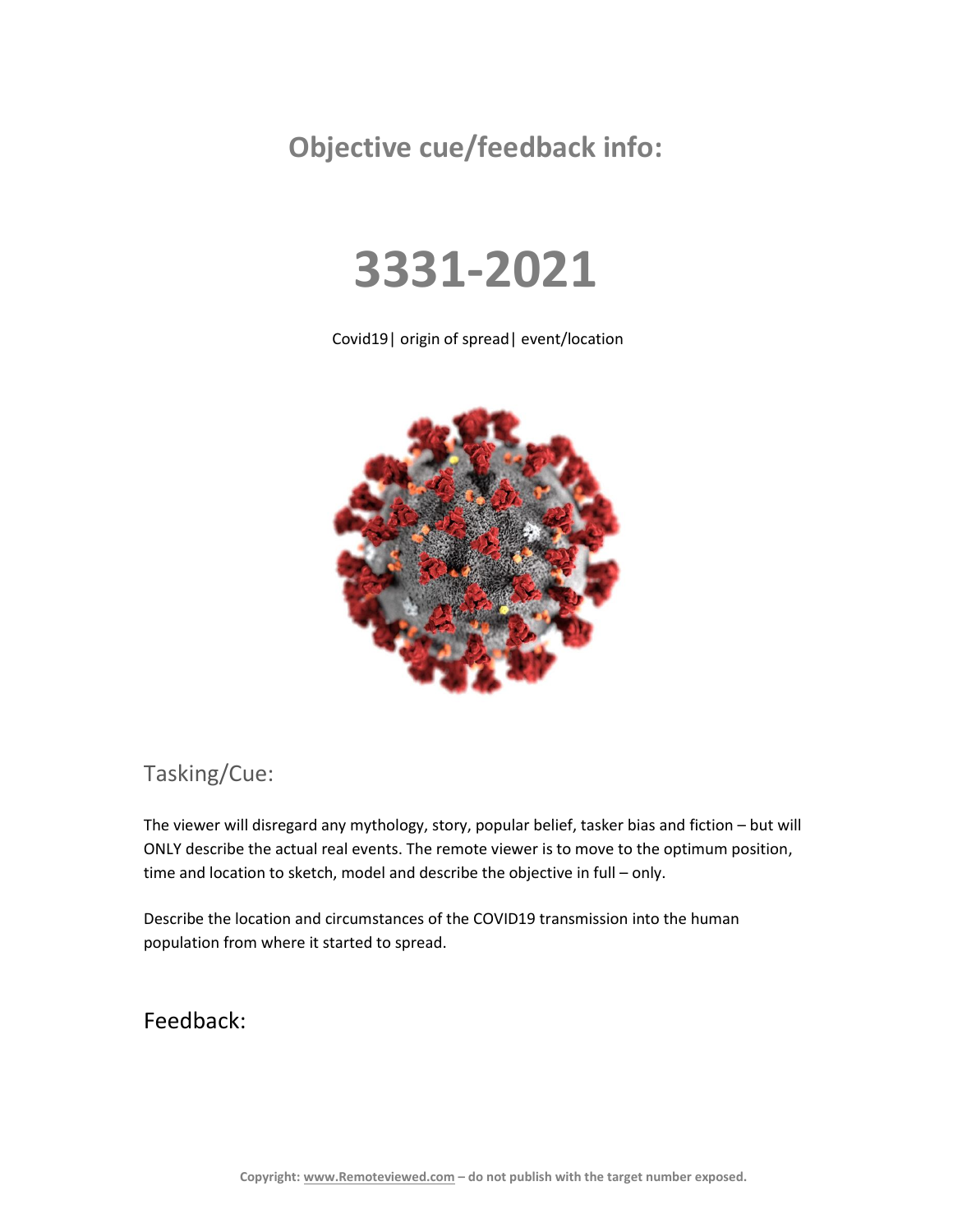# Objective cue/feedback info:

# 3331-2021

Covid19| origin of spread| event/location

## Tasking/Cue:

The viewer will disregard any mythology, story, popular belief, tasker bias and fiction – but will ONLY describe the actual real events. The remote viewer is to move to the optimum position, time and location to sketch, model and describe the objective in full – only.

Describe the location and circumstances of the COVID19 transmission into the human population from where it started to spread.

## Feedback:

Copyright: www.Remoteviewed.com – do not publish with the target number exposed.